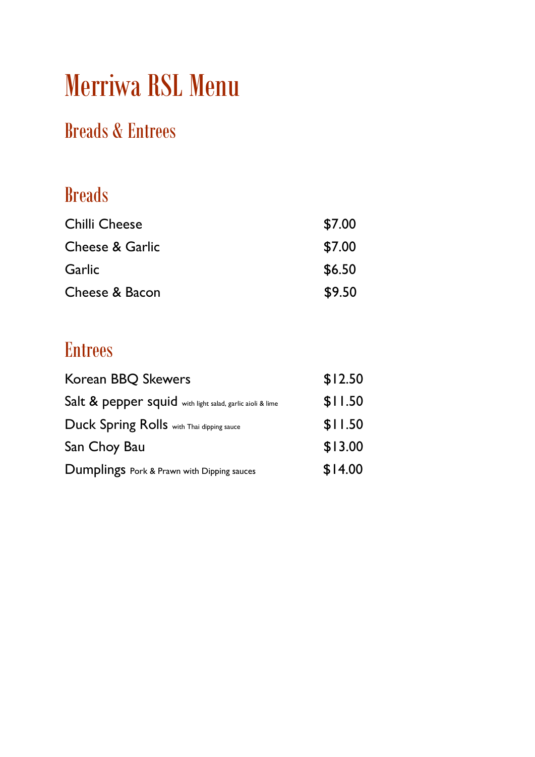# Merriwa RSL Menu

## Breads & Entrees

### Breads

| | |
|---|---|
| Chilli Cheese | $7.00 |
| Cheese & Garlic | $7.00 |
| Garlic | $6.50 |
| Cheese & Bacon | $9.50 |

### Entrees

| | |
|---|---|
| Korean BBQ Skewers | $12.50 |
| Salt & pepper squid with light salad, garlic aioli & lime | $11.50 |
| Duck Spring Rolls with Thai dipping sauce | $11.50 |
| San Choy Bau | $13.00 |
| Dumplings Pork & Prawn with Dipping sauces | $14.00 |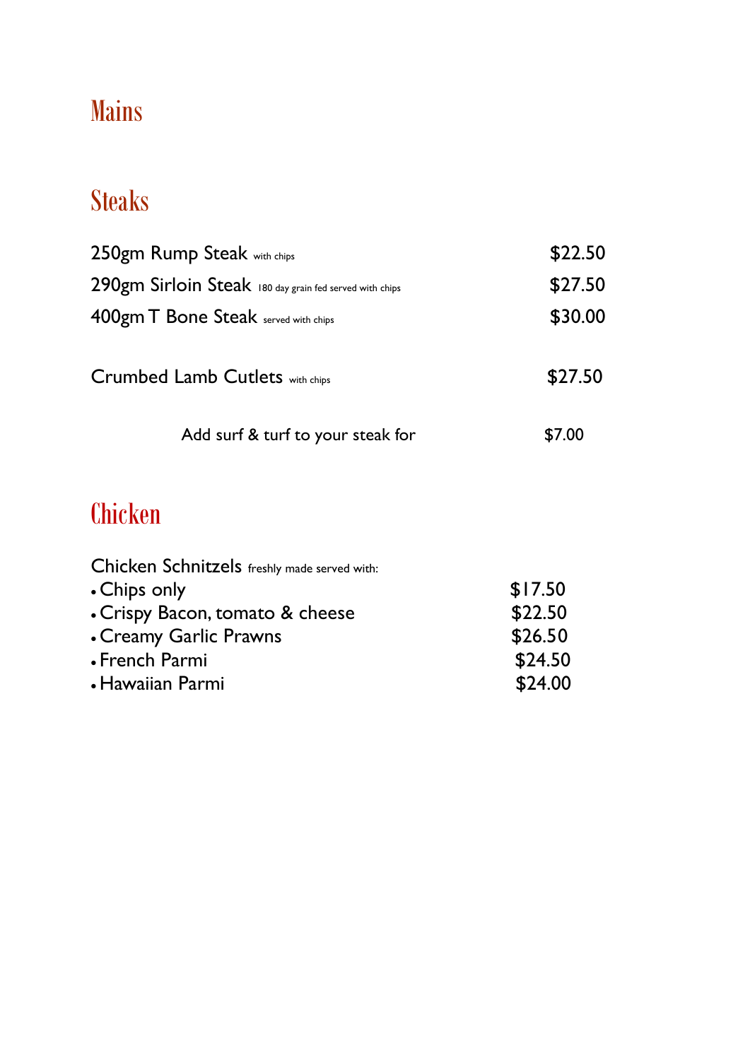# Mains

## Steaks

| | |
|---|---|
| 250gm Rump Steak with chips | $22.50 |
| 290gm Sirloin Steak 180 day grain fed served with chips | $27.50 |
| 400gm T Bone Steak served with chips | $30.00 |
| Crumbed Lamb Cutlets with chips | $27.50 |
| Add surf & turf to your steak for | $7.00 |

## Chicken

Chicken Schnitzels freshly made served with:

| | |
|---|---|
| • Chips only | $17.50 |
| • Crispy Bacon, tomato & cheese | $22.50 |
| • Creamy Garlic Prawns | $26.50 |
| • French Parmi | $24.50 |
| • Hawaiian Parmi | $24.00 |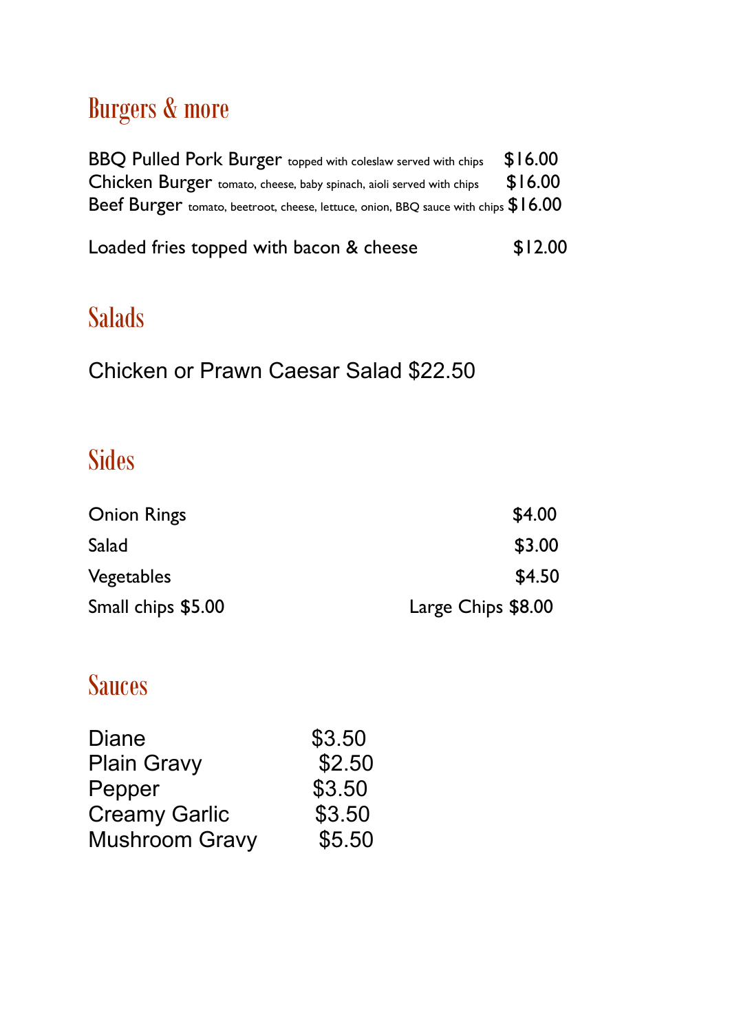## Burgers & more

BBQ Pulled Pork Burger topped with coleslaw served with chips $16.00
Chicken Burger tomato, cheese, baby spinach, aioli served with chips $16.00
Beef Burger tomato, beetroot, cheese, lettuce, onion, BBQ sauce with chips $16.00

Loaded fries topped with bacon & cheese $12.00

## Salads

Chicken or Prawn Caesar Salad $22.50

## Sides

| | |
|---|---|
| Onion Rings | $4.00 |
| Salad | $3.00 |
| Vegetables | $4.50 |
| Small chips $5.00 | Large Chips $8.00 |

## Sauces

| | |
|---|---|
| Diane | $3.50 |
| Plain Gravy | $2.50 |
| Pepper | $3.50 |
| Creamy Garlic | $3.50 |
| Mushroom Gravy | $5.50 |